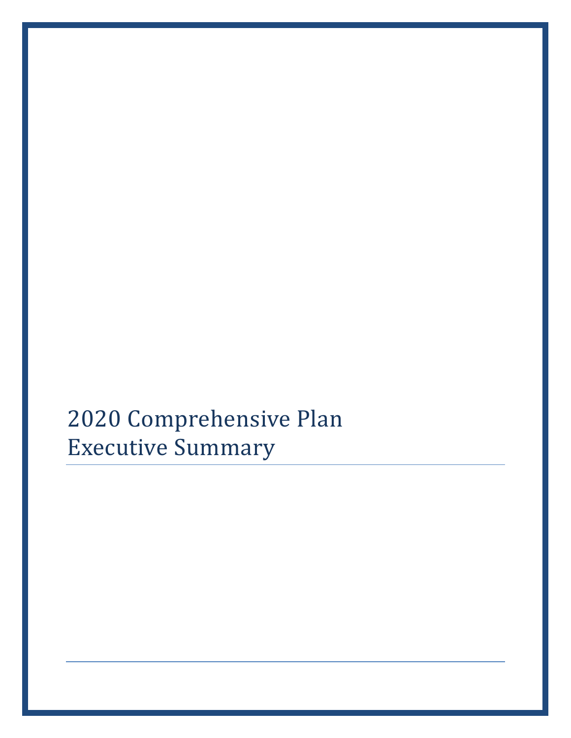# 2020 Comprehensive Plan
# Executive Summary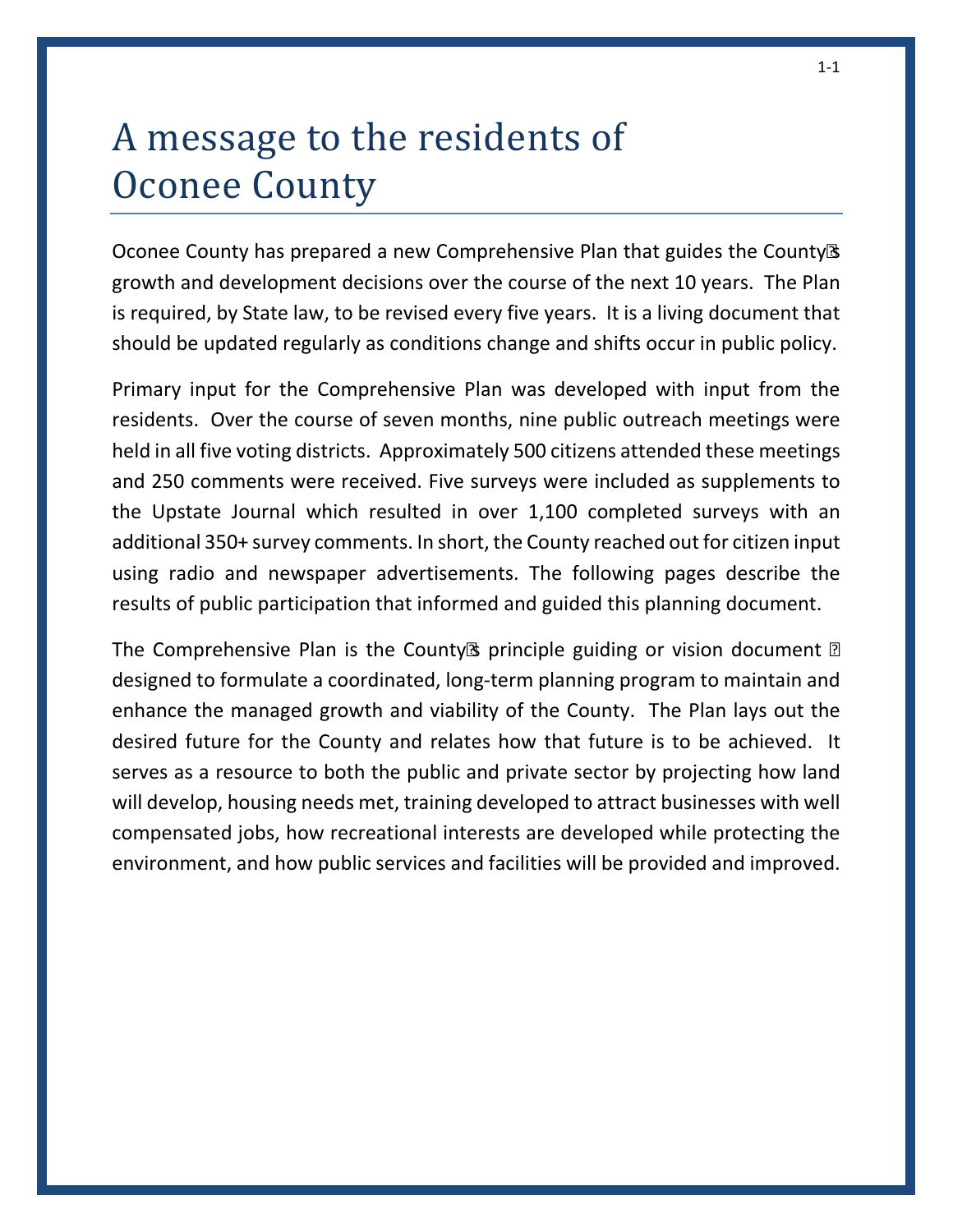# A message to the residents of Oconee County

Oconee County has prepared a new Comprehensive Plan that guides the County's growth and development decisions over the course of the next 10 years. The Plan is required, by State law, to be revised every five years. It is a living document that should be updated regularly as conditions change and shifts occur in public policy.

Primary input for the Comprehensive Plan was developed with input from the residents. Over the course of seven months, nine public outreach meetings were held in all five voting districts. Approximately 500 citizens attended these meetings and 250 comments were received. Five surveys were included as supplements to the Upstate Journal which resulted in over 1,100 completed surveys with an additional 350+ survey comments. In short, the County reached out for citizen input using radio and newspaper advertisements. The following pages describe the results of public participation that informed and guided this planning document.

The Comprehensive Plan is the County's principle guiding or vision document – designed to formulate a coordinated, long-term planning program to maintain and enhance the managed growth and viability of the County. The Plan lays out the desired future for the County and relates how that future is to be achieved. It serves as a resource to both the public and private sector by projecting how land will develop, housing needs met, training developed to attract businesses with well compensated jobs, how recreational interests are developed while protecting the environment, and how public services and facilities will be provided and improved.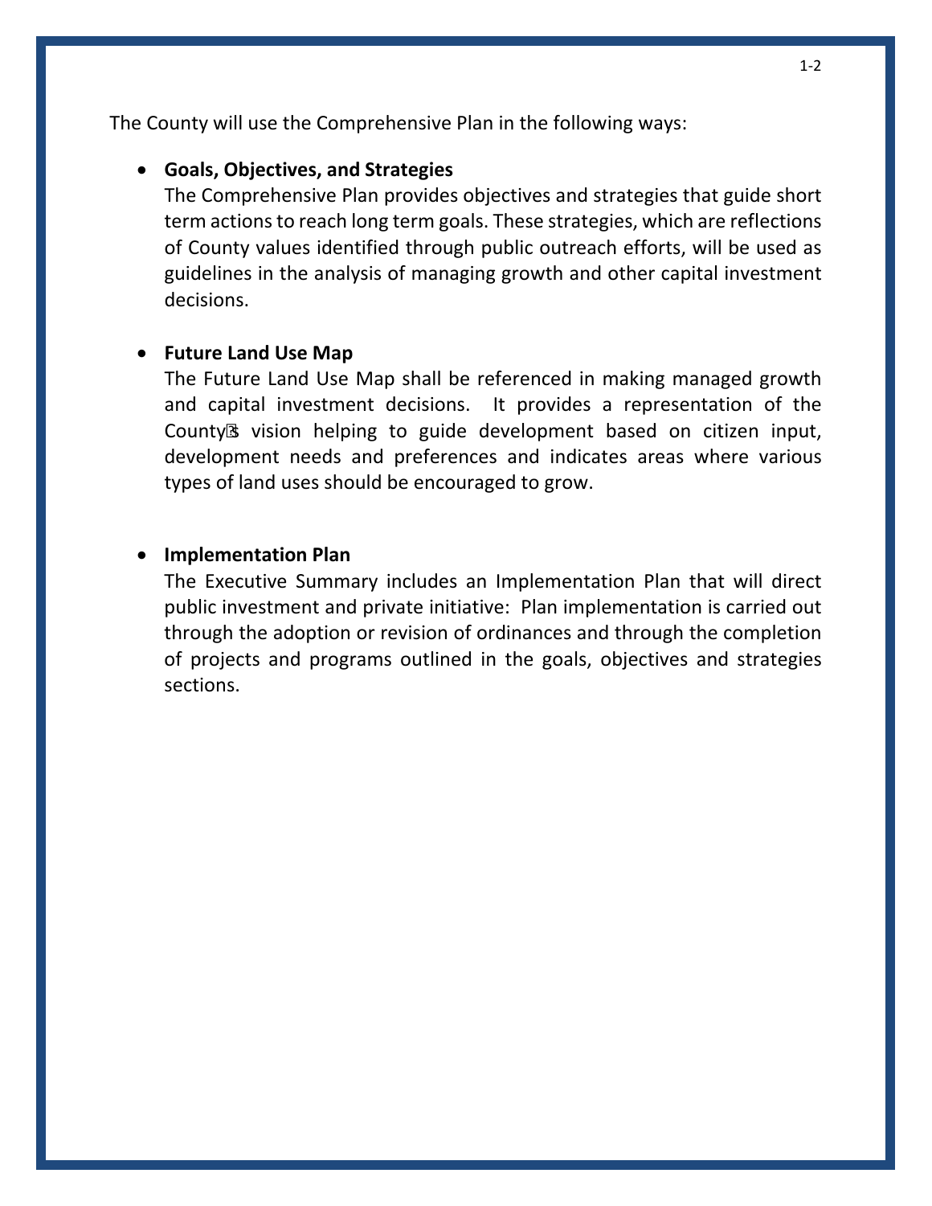The County will use the Comprehensive Plan in the following ways:

- **Goals, Objectives, and Strategies**
  The Comprehensive Plan provides objectives and strategies that guide short term actions to reach long term goals. These strategies, which are reflections of County values identified through public outreach efforts, will be used as guidelines in the analysis of managing growth and other capital investment decisions.

- **Future Land Use Map**
  The Future Land Use Map shall be referenced in making managed growth and capital investment decisions. It provides a representation of the County's vision helping to guide development based on citizen input, development needs and preferences and indicates areas where various types of land uses should be encouraged to grow.

- **Implementation Plan**
  The Executive Summary includes an Implementation Plan that will direct public investment and private initiative: Plan implementation is carried out through the adoption or revision of ordinances and through the completion of projects and programs outlined in the goals, objectives and strategies sections.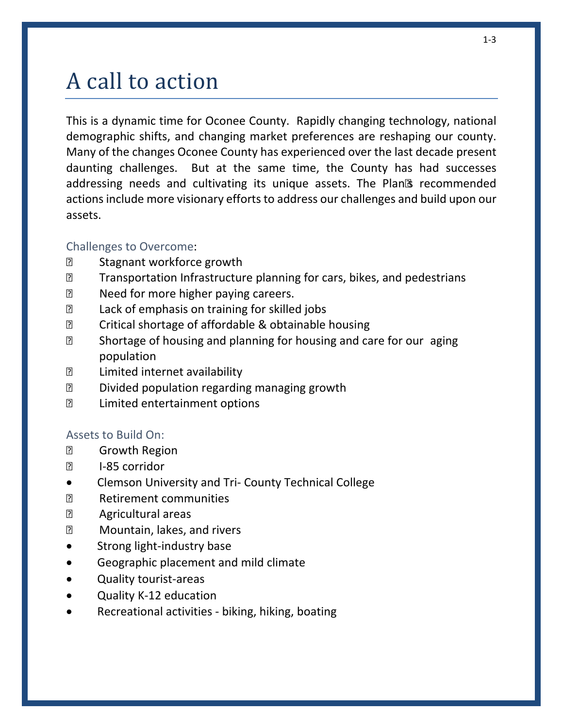# A call to action

This is a dynamic time for Oconee County. Rapidly changing technology, national demographic shifts, and changing market preferences are reshaping our county. Many of the changes Oconee County has experienced over the last decade present daunting challenges. But at the same time, the County has had successes addressing needs and cultivating its unique assets. The Plan's recommended actions include more visionary efforts to address our challenges and build upon our assets.

### Challenges to Overcome:

- Stagnant workforce growth
- Transportation Infrastructure planning for cars, bikes, and pedestrians
- Need for more higher paying careers.
- Lack of emphasis on training for skilled jobs
- Critical shortage of affordable & obtainable housing
- Shortage of housing and planning for housing and care for our aging population
- Limited internet availability
- Divided population regarding managing growth
- Limited entertainment options

### Assets to Build On:

- Growth Region
- I-85 corridor
- Clemson University and Tri- County Technical College
- Retirement communities
- Agricultural areas
- Mountain, lakes, and rivers
- Strong light-industry base
- Geographic placement and mild climate
- Quality tourist-areas
- Quality K-12 education
- Recreational activities - biking, hiking, boating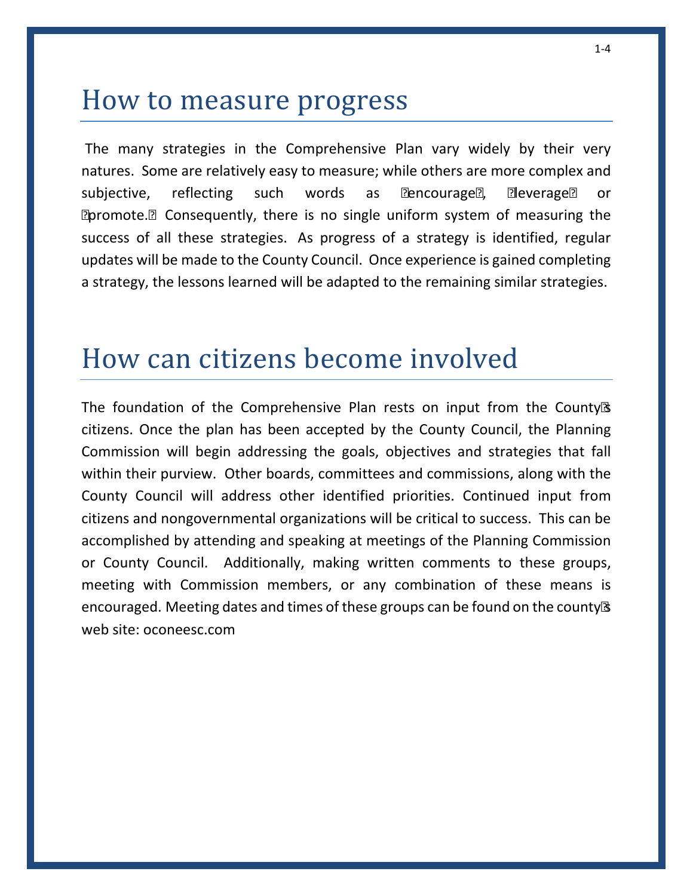# How to measure progress

The many strategies in the Comprehensive Plan vary widely by their very natures. Some are relatively easy to measure; while others are more complex and subjective, reflecting such words as "encourage", "leverage" or "promote." Consequently, there is no single uniform system of measuring the success of all these strategies. As progress of a strategy is identified, regular updates will be made to the County Council. Once experience is gained completing a strategy, the lessons learned will be adapted to the remaining similar strategies.

# How can citizens become involved

The foundation of the Comprehensive Plan rests on input from the County's citizens. Once the plan has been accepted by the County Council, the Planning Commission will begin addressing the goals, objectives and strategies that fall within their purview. Other boards, committees and commissions, along with the County Council will address other identified priorities. Continued input from citizens and nongovernmental organizations will be critical to success. This can be accomplished by attending and speaking at meetings of the Planning Commission or County Council. Additionally, making written comments to these groups, meeting with Commission members, or any combination of these means is encouraged. Meeting dates and times of these groups can be found on the county's web site: oconeesc.com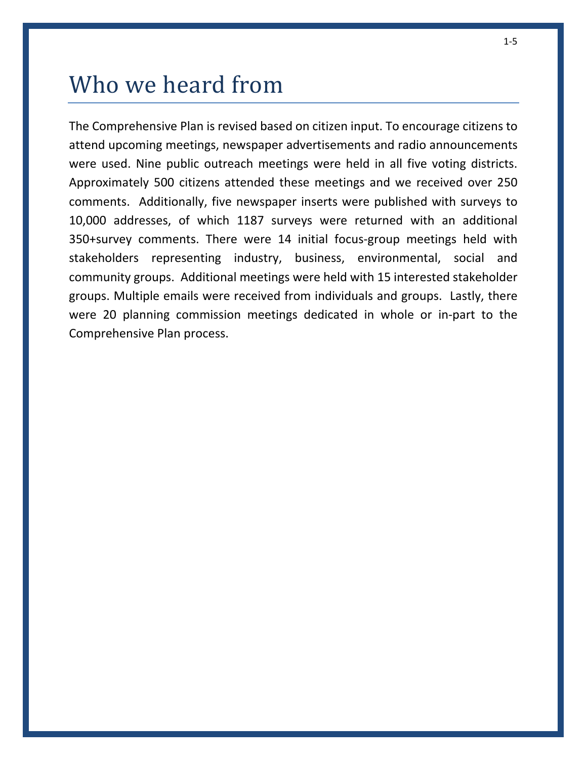# Who we heard from

The Comprehensive Plan is revised based on citizen input. To encourage citizens to attend upcoming meetings, newspaper advertisements and radio announcements were used. Nine public outreach meetings were held in all five voting districts. Approximately 500 citizens attended these meetings and we received over 250 comments. Additionally, five newspaper inserts were published with surveys to 10,000 addresses, of which 1187 surveys were returned with an additional 350+survey comments. There were 14 initial focus-group meetings held with stakeholders representing industry, business, environmental, social and community groups. Additional meetings were held with 15 interested stakeholder groups. Multiple emails were received from individuals and groups. Lastly, there were 20 planning commission meetings dedicated in whole or in-part to the Comprehensive Plan process.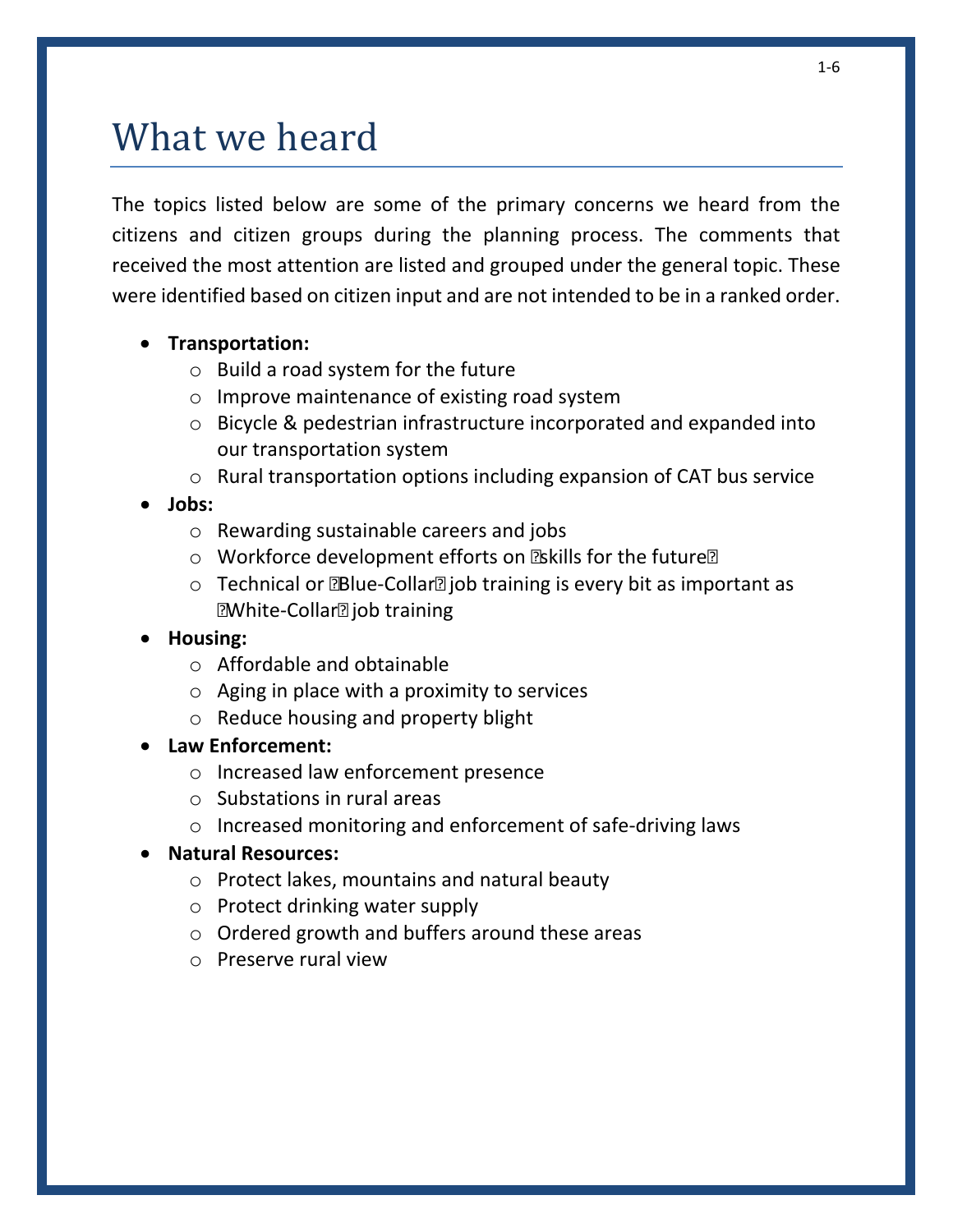# What we heard

The topics listed below are some of the primary concerns we heard from the citizens and citizen groups during the planning process. The comments that received the most attention are listed and grouped under the general topic. These were identified based on citizen input and are not intended to be in a ranked order.

- **Transportation:**
  - Build a road system for the future
  - Improve maintenance of existing road system
  - Bicycle & pedestrian infrastructure incorporated and expanded into our transportation system
  - Rural transportation options including expansion of CAT bus service
- **Jobs:**
  - Rewarding sustainable careers and jobs
  - Workforce development efforts on "skills for the future"
  - Technical or "Blue-Collar" job training is every bit as important as "White-Collar" job training
- **Housing:**
  - Affordable and obtainable
  - Aging in place with a proximity to services
  - Reduce housing and property blight
- **Law Enforcement:**
  - Increased law enforcement presence
  - Substations in rural areas
  - Increased monitoring and enforcement of safe-driving laws
- **Natural Resources:**
  - Protect lakes, mountains and natural beauty
  - Protect drinking water supply
  - Ordered growth and buffers around these areas
  - Preserve rural view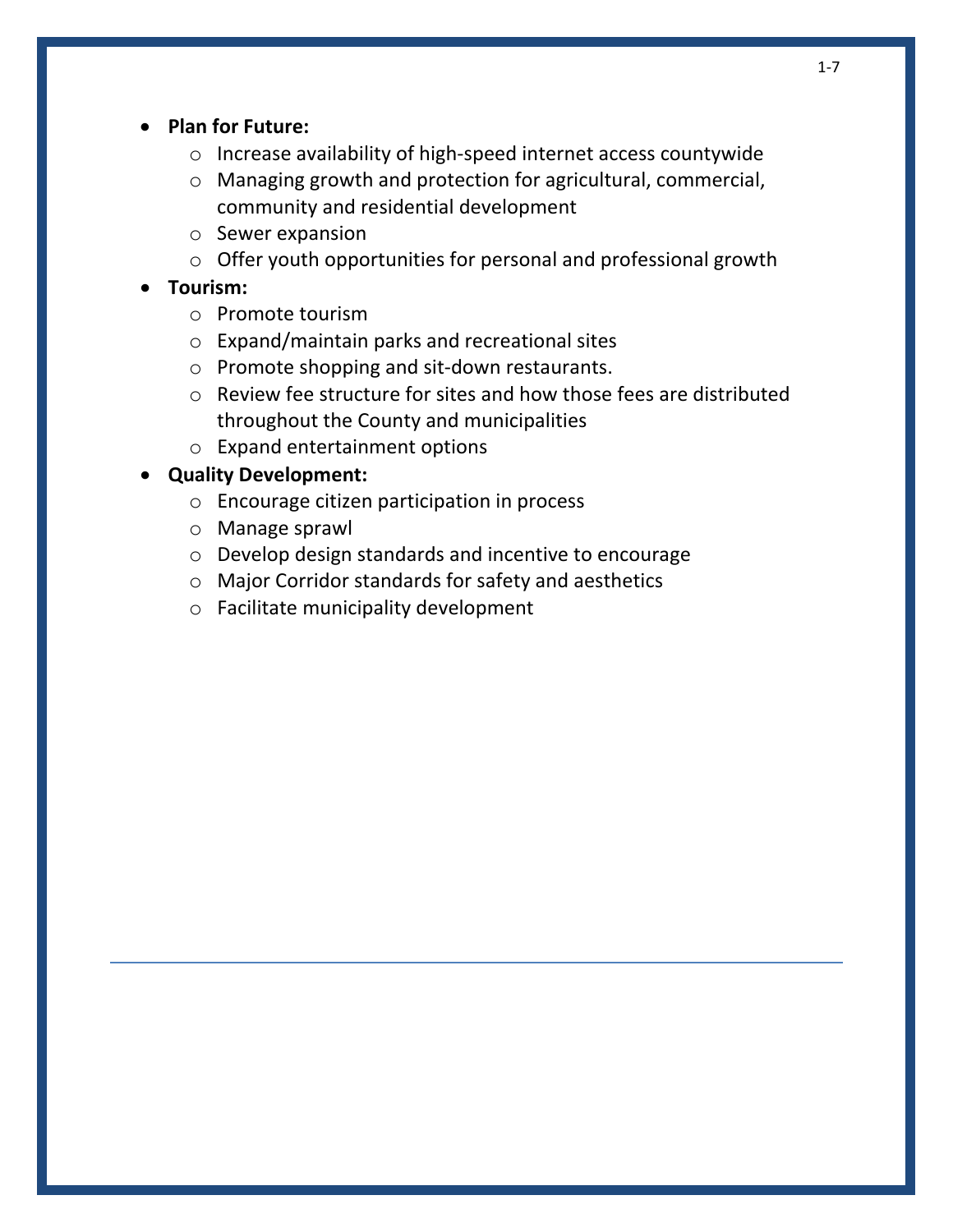- **Plan for Future:**
  - Increase availability of high-speed internet access countywide
  - Managing growth and protection for agricultural, commercial, community and residential development
  - Sewer expansion
  - Offer youth opportunities for personal and professional growth
- **Tourism:**
  - Promote tourism
  - Expand/maintain parks and recreational sites
  - Promote shopping and sit-down restaurants.
  - Review fee structure for sites and how those fees are distributed throughout the County and municipalities
  - Expand entertainment options
- **Quality Development:**
  - Encourage citizen participation in process
  - Manage sprawl
  - Develop design standards and incentive to encourage
  - Major Corridor standards for safety and aesthetics
  - Facilitate municipality development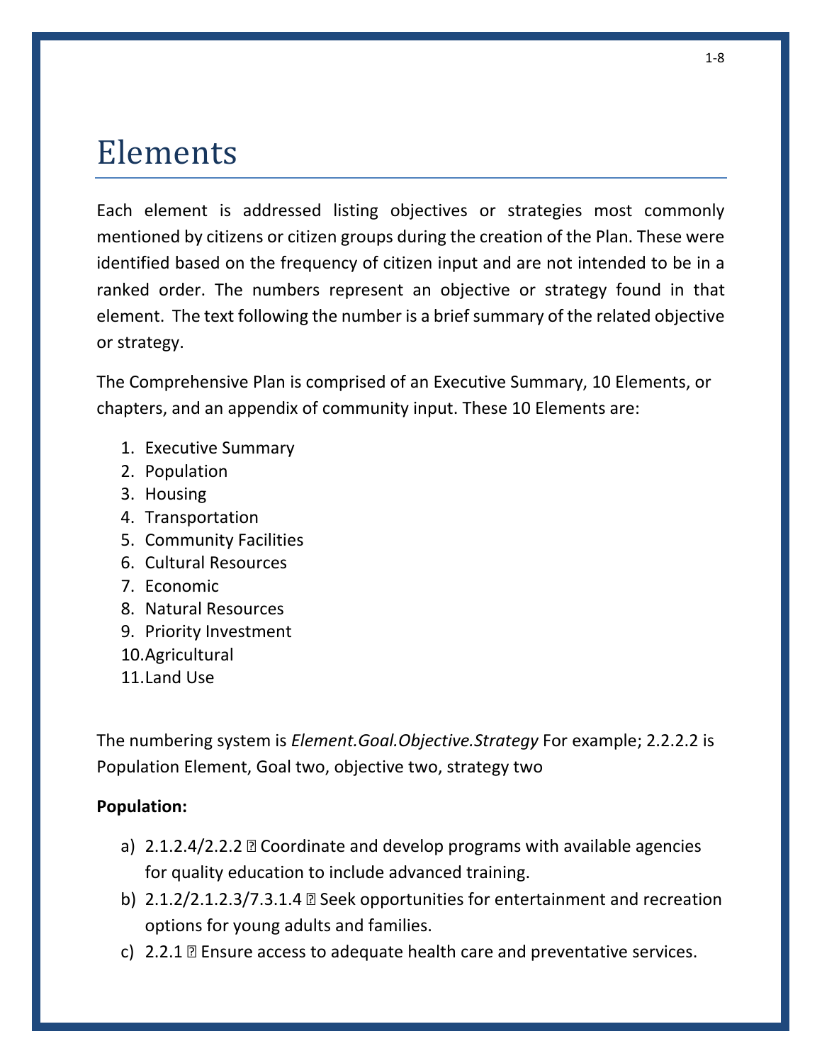# Elements

Each element is addressed listing objectives or strategies most commonly mentioned by citizens or citizen groups during the creation of the Plan. These were identified based on the frequency of citizen input and are not intended to be in a ranked order. The numbers represent an objective or strategy found in that element. The text following the number is a brief summary of the related objective or strategy.

The Comprehensive Plan is comprised of an Executive Summary, 10 Elements, or chapters, and an appendix of community input. These 10 Elements are:

1. Executive Summary
2. Population
3. Housing
4. Transportation
5. Community Facilities
6. Cultural Resources
7. Economic
8. Natural Resources
9. Priority Investment
10. Agricultural
11. Land Use

The numbering system is *Element.Goal.Objective.Strategy* For example; 2.2.2.2 is Population Element, Goal two, objective two, strategy two

**Population:**

a) 2.1.2.4/2.2.2 � Coordinate and develop programs with available agencies for quality education to include advanced training.
b) 2.1.2/2.1.2.3/7.3.1.4 � Seek opportunities for entertainment and recreation options for young adults and families.
c) 2.2.1 � Ensure access to adequate health care and preventative services.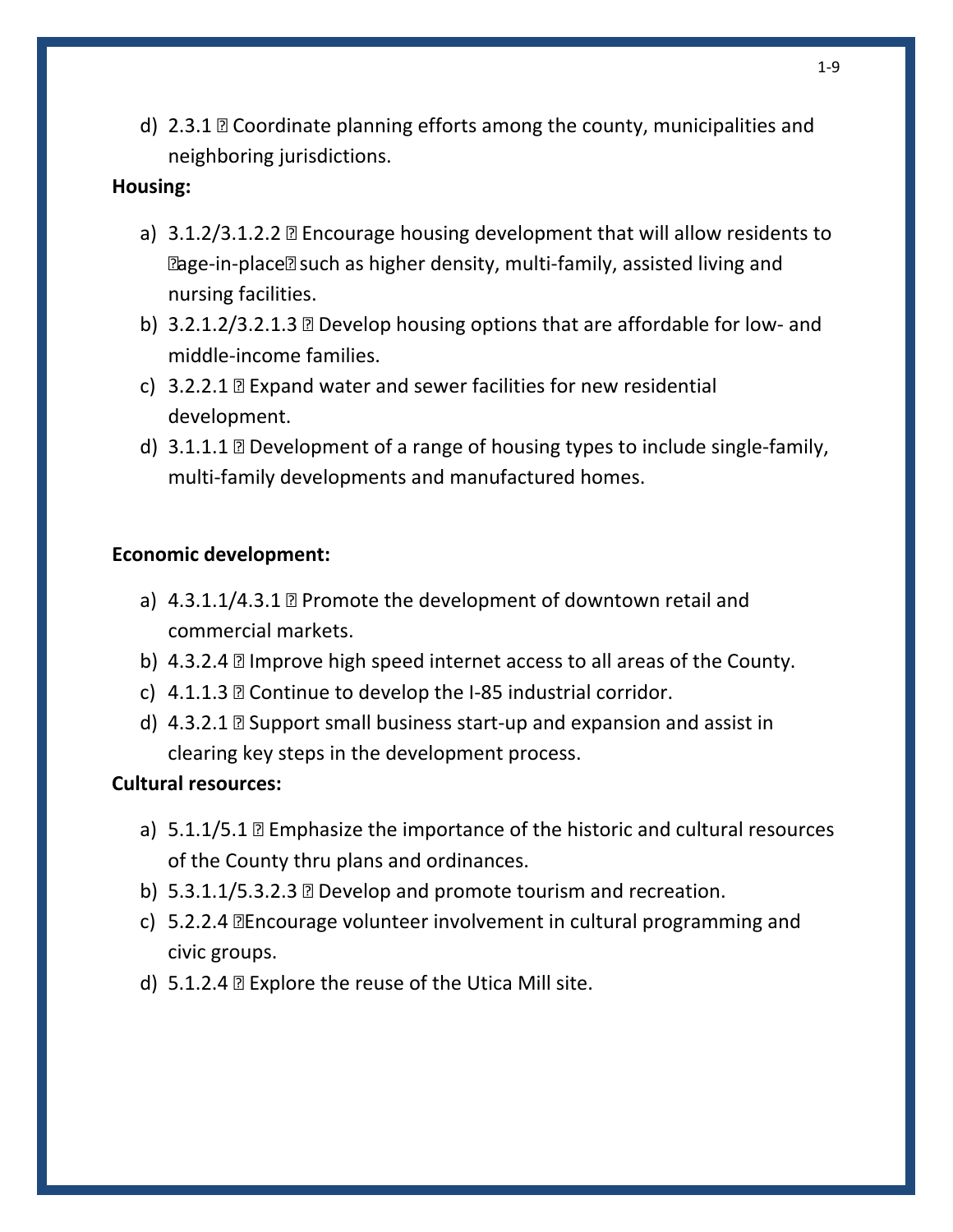d) 2.3.1 – Coordinate planning efforts among the county, municipalities and neighboring jurisdictions.

**Housing:**

a) 3.1.2/3.1.2.2 – Encourage housing development that will allow residents to "age-in-place" such as higher density, multi-family, assisted living and nursing facilities.

b) 3.2.1.2/3.2.1.3 – Develop housing options that are affordable for low- and middle-income families.

c) 3.2.2.1 – Expand water and sewer facilities for new residential development.

d) 3.1.1.1 – Development of a range of housing types to include single-family, multi-family developments and manufactured homes.

**Economic development:**

a) 4.3.1.1/4.3.1 – Promote the development of downtown retail and commercial markets.

b) 4.3.2.4 – Improve high speed internet access to all areas of the County.

c) 4.1.1.3 – Continue to develop the I-85 industrial corridor.

d) 4.3.2.1 – Support small business start-up and expansion and assist in clearing key steps in the development process.

**Cultural resources:**

a) 5.1.1/5.1 – Emphasize the importance of the historic and cultural resources of the County thru plans and ordinances.

b) 5.3.1.1/5.3.2.3 – Develop and promote tourism and recreation.

c) 5.2.2.4 –Encourage volunteer involvement in cultural programming and civic groups.

d) 5.1.2.4 – Explore the reuse of the Utica Mill site.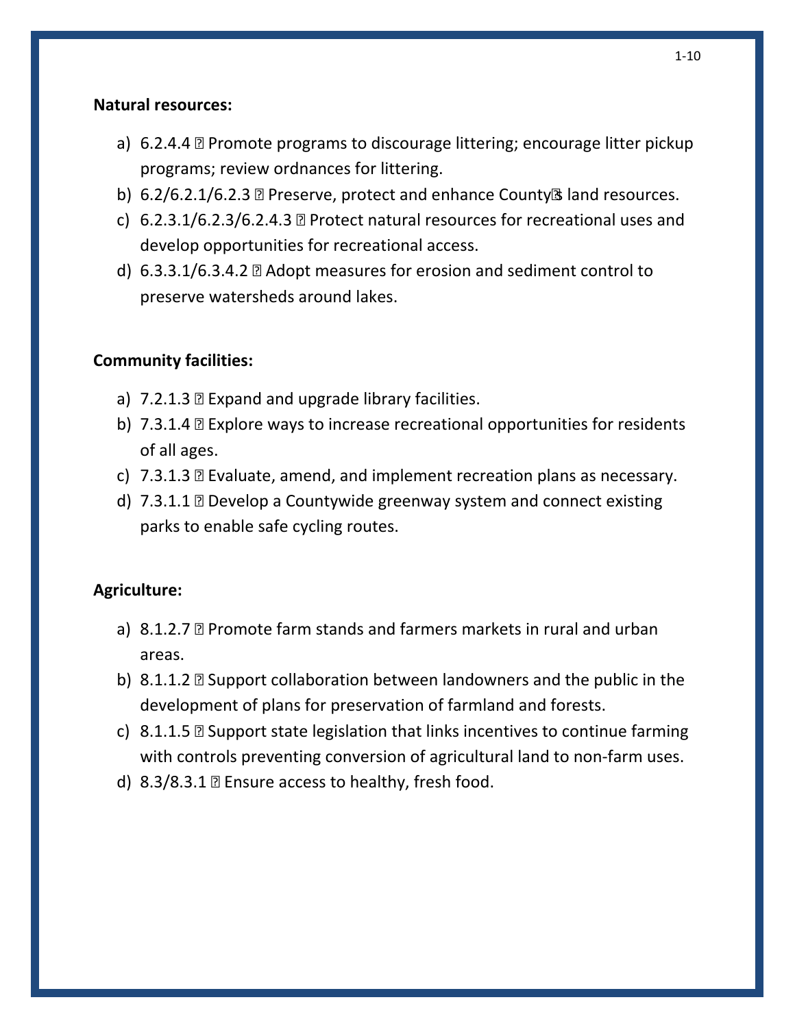**Natural resources:**

a) 6.2.4.4 � Promote programs to discourage littering; encourage litter pickup programs; review ordnances for littering.
b) 6.2/6.2.1/6.2.3 � Preserve, protect and enhance County�s land resources.
c) 6.2.3.1/6.2.3/6.2.4.3 � Protect natural resources for recreational uses and develop opportunities for recreational access.
d) 6.3.3.1/6.3.4.2 � Adopt measures for erosion and sediment control to preserve watersheds around lakes.

**Community facilities:**

a) 7.2.1.3 � Expand and upgrade library facilities.
b) 7.3.1.4 � Explore ways to increase recreational opportunities for residents of all ages.
c) 7.3.1.3 � Evaluate, amend, and implement recreation plans as necessary.
d) 7.3.1.1 � Develop a Countywide greenway system and connect existing parks to enable safe cycling routes.

**Agriculture:**

a) 8.1.2.7 � Promote farm stands and farmers markets in rural and urban areas.
b) 8.1.1.2 � Support collaboration between landowners and the public in the development of plans for preservation of farmland and forests.
c) 8.1.1.5 � Support state legislation that links incentives to continue farming with controls preventing conversion of agricultural land to non-farm uses.
d) 8.3/8.3.1 � Ensure access to healthy, fresh food.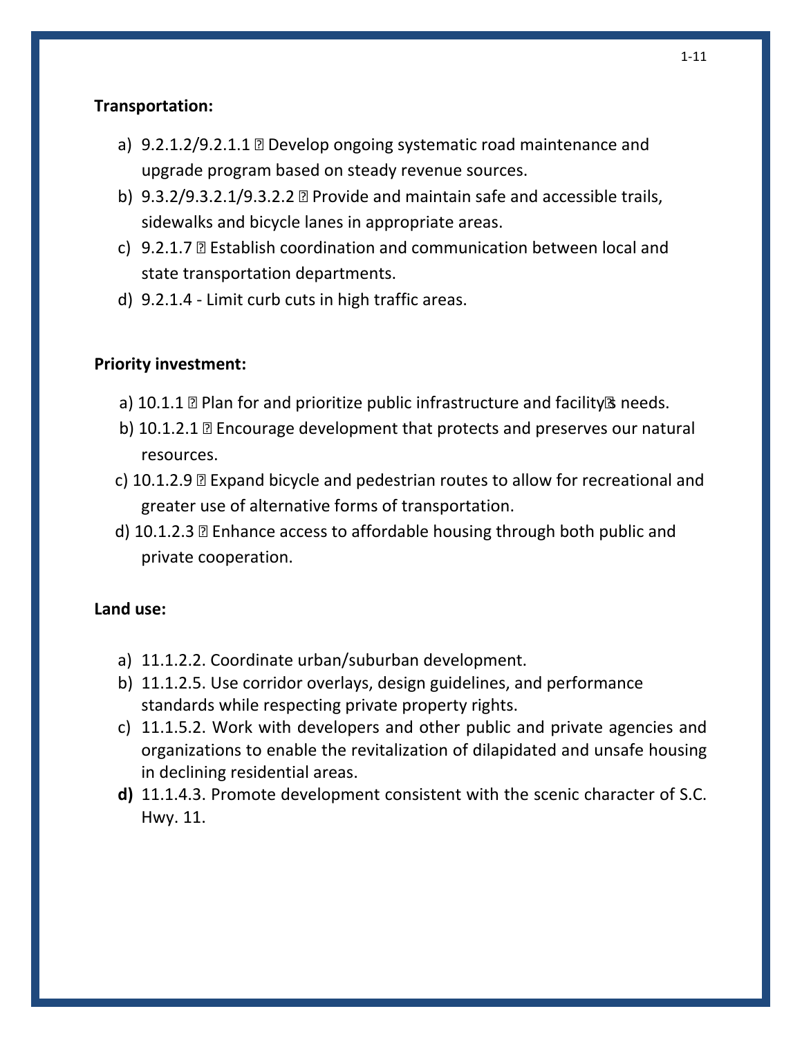**Transportation:**

a) 9.2.1.2/9.2.1.1 – Develop ongoing systematic road maintenance and upgrade program based on steady revenue sources.
b) 9.3.2/9.3.2.1/9.3.2.2 – Provide and maintain safe and accessible trails, sidewalks and bicycle lanes in appropriate areas.
c) 9.2.1.7 – Establish coordination and communication between local and state transportation departments.
d) 9.2.1.4 - Limit curb cuts in high traffic areas.

**Priority investment:**

a) 10.1.1 – Plan for and prioritize public infrastructure and facility's needs.
b) 10.1.2.1 – Encourage development that protects and preserves our natural resources.
c) 10.1.2.9 – Expand bicycle and pedestrian routes to allow for recreational and greater use of alternative forms of transportation.
d) 10.1.2.3 – Enhance access to affordable housing through both public and private cooperation.

**Land use:**

a) 11.1.2.2. Coordinate urban/suburban development.
b) 11.1.2.5. Use corridor overlays, design guidelines, and performance standards while respecting private property rights.
c) 11.1.5.2. Work with developers and other public and private agencies and organizations to enable the revitalization of dilapidated and unsafe housing in declining residential areas.
**d)** 11.1.4.3. Promote development consistent with the scenic character of S.C. Hwy. 11.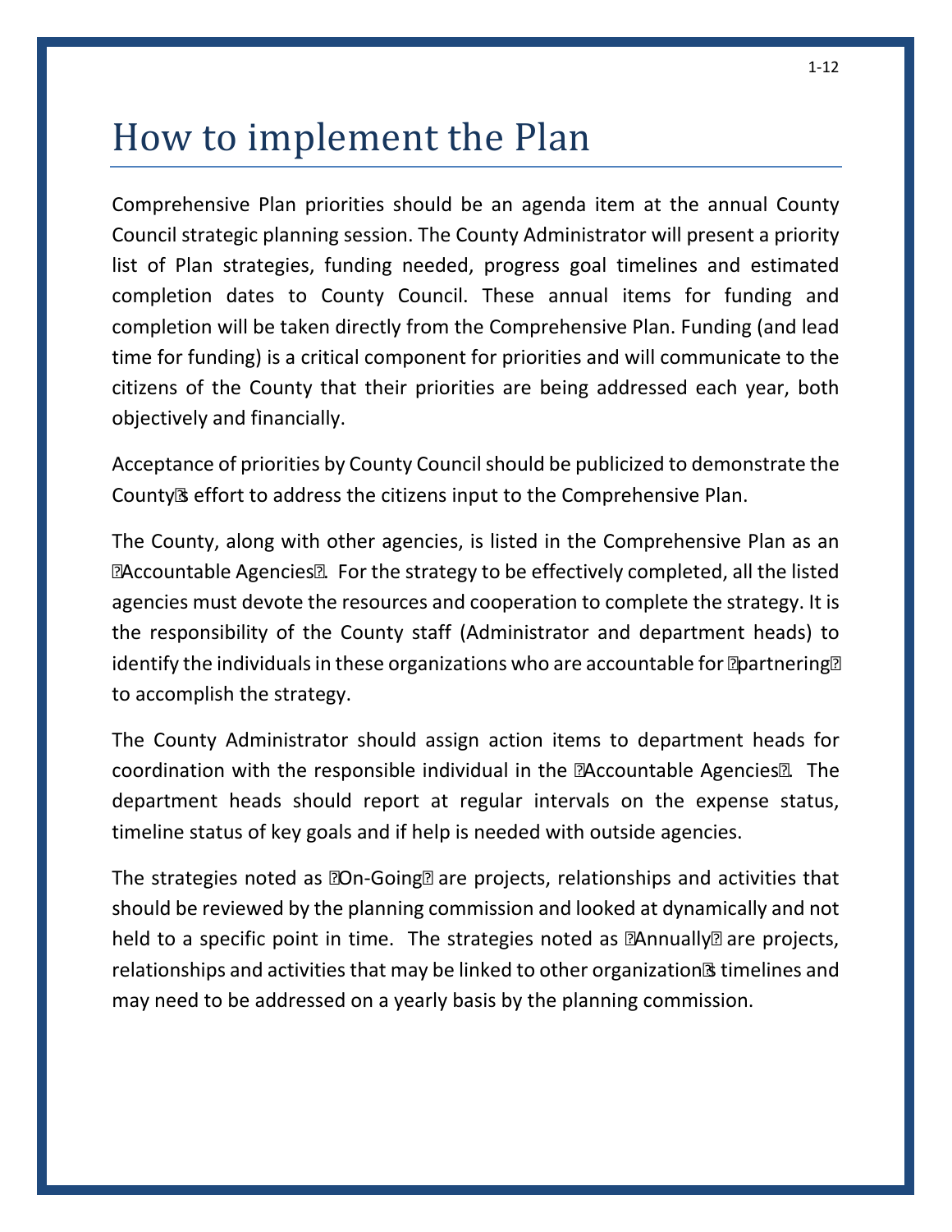# How to implement the Plan

Comprehensive Plan priorities should be an agenda item at the annual County Council strategic planning session. The County Administrator will present a priority list of Plan strategies, funding needed, progress goal timelines and estimated completion dates to County Council. These annual items for funding and completion will be taken directly from the Comprehensive Plan. Funding (and lead time for funding) is a critical component for priorities and will communicate to the citizens of the County that their priorities are being addressed each year, both objectively and financially.

Acceptance of priorities by County Council should be publicized to demonstrate the County's effort to address the citizens input to the Comprehensive Plan.

The County, along with other agencies, is listed in the Comprehensive Plan as an "Accountable Agencies". For the strategy to be effectively completed, all the listed agencies must devote the resources and cooperation to complete the strategy. It is the responsibility of the County staff (Administrator and department heads) to identify the individuals in these organizations who are accountable for "partnering" to accomplish the strategy.

The County Administrator should assign action items to department heads for coordination with the responsible individual in the "Accountable Agencies". The department heads should report at regular intervals on the expense status, timeline status of key goals and if help is needed with outside agencies.

The strategies noted as "On-Going" are projects, relationships and activities that should be reviewed by the planning commission and looked at dynamically and not held to a specific point in time. The strategies noted as "Annually" are projects, relationships and activities that may be linked to other organization's timelines and may need to be addressed on a yearly basis by the planning commission.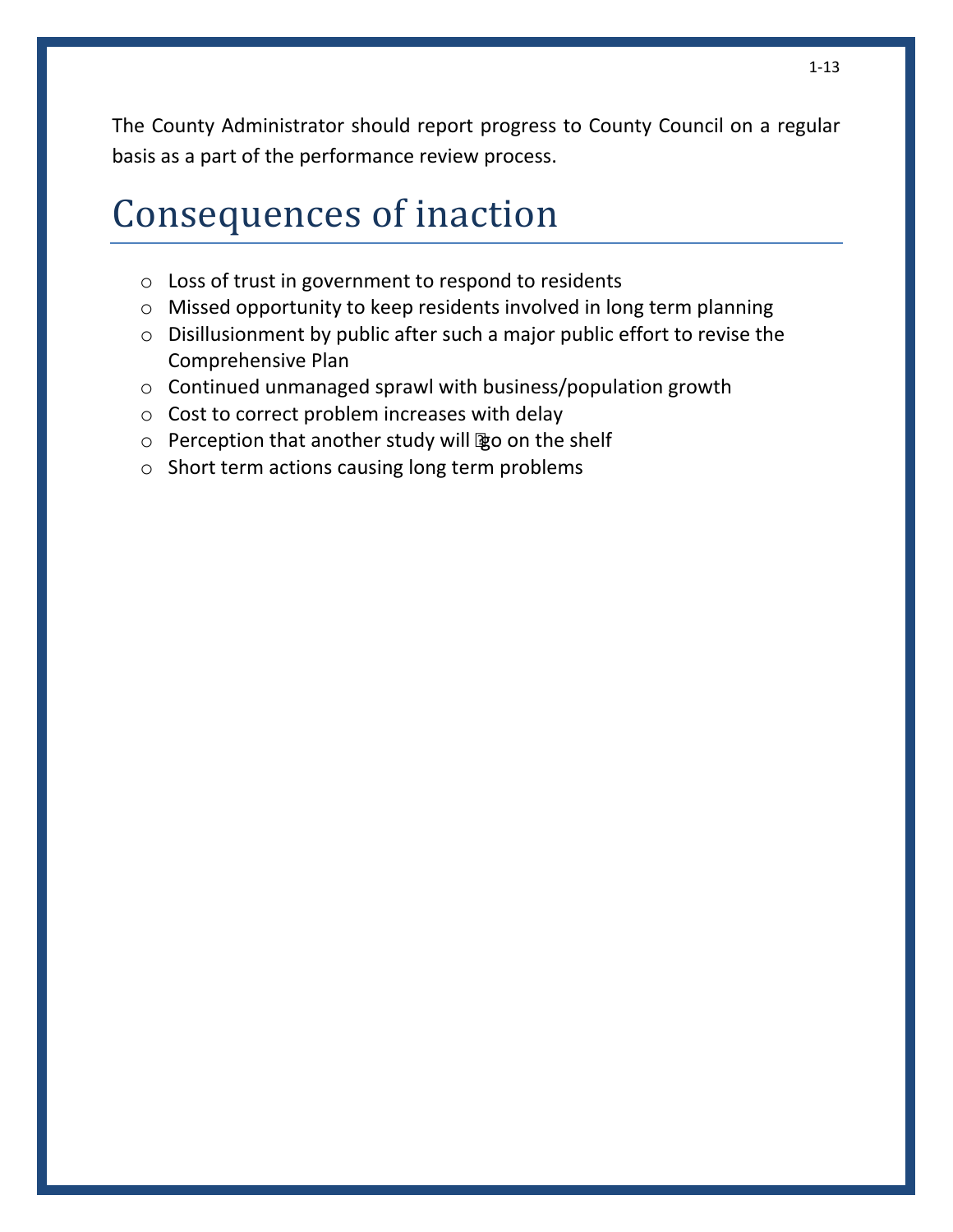The County Administrator should report progress to County Council on a regular basis as a part of the performance review process.

# Consequences of inaction

- Loss of trust in government to respond to residents
- Missed opportunity to keep residents involved in long term planning
- Disillusionment by public after such a major public effort to revise the Comprehensive Plan
- Continued unmanaged sprawl with business/population growth
- Cost to correct problem increases with delay
- Perception that another study will go on the shelf
- Short term actions causing long term problems